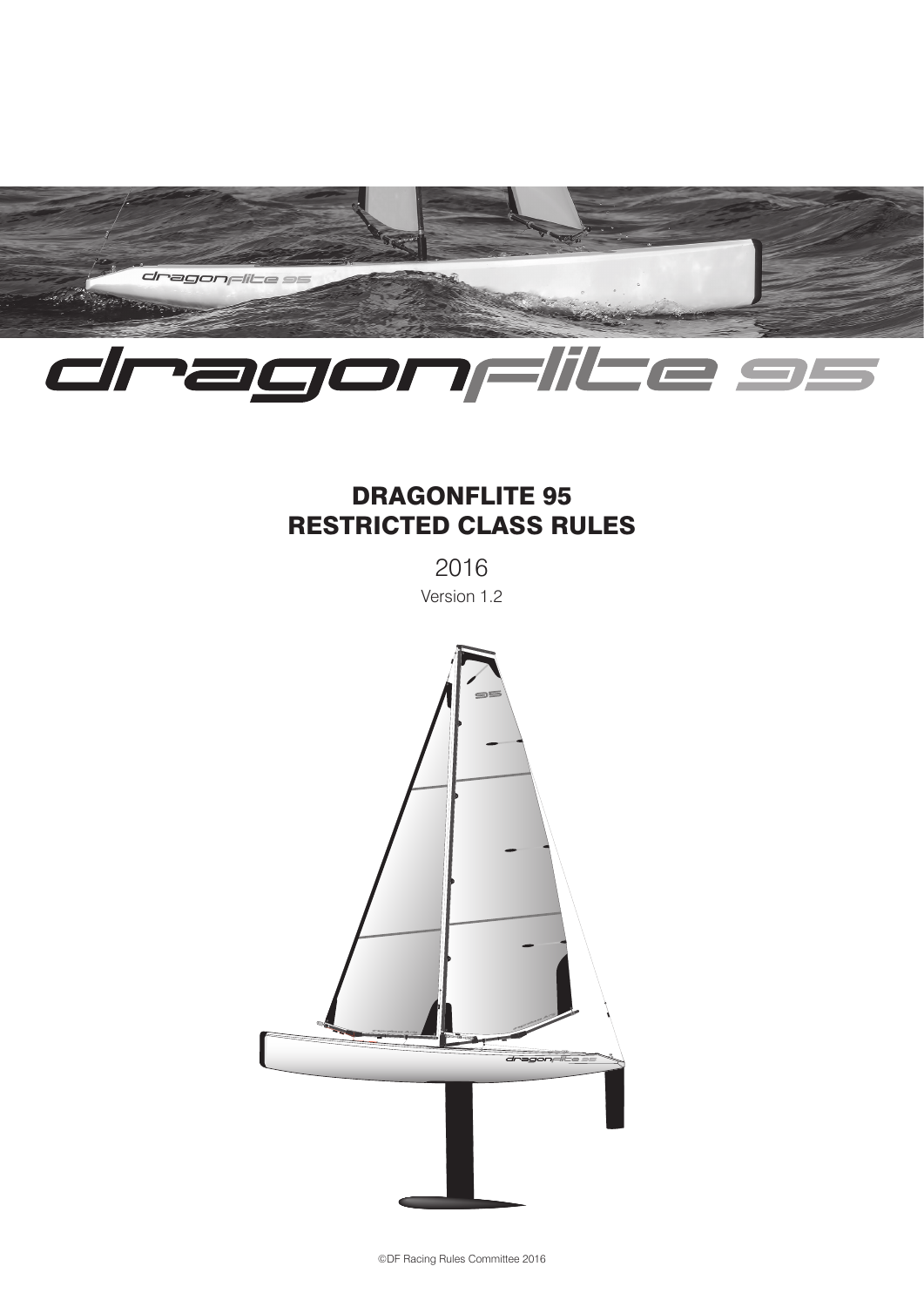# DRAGONFLITE 95 RESTRICTED CLASS RULES

2016

Version 1.2

©DF Racing Rules Committee 2016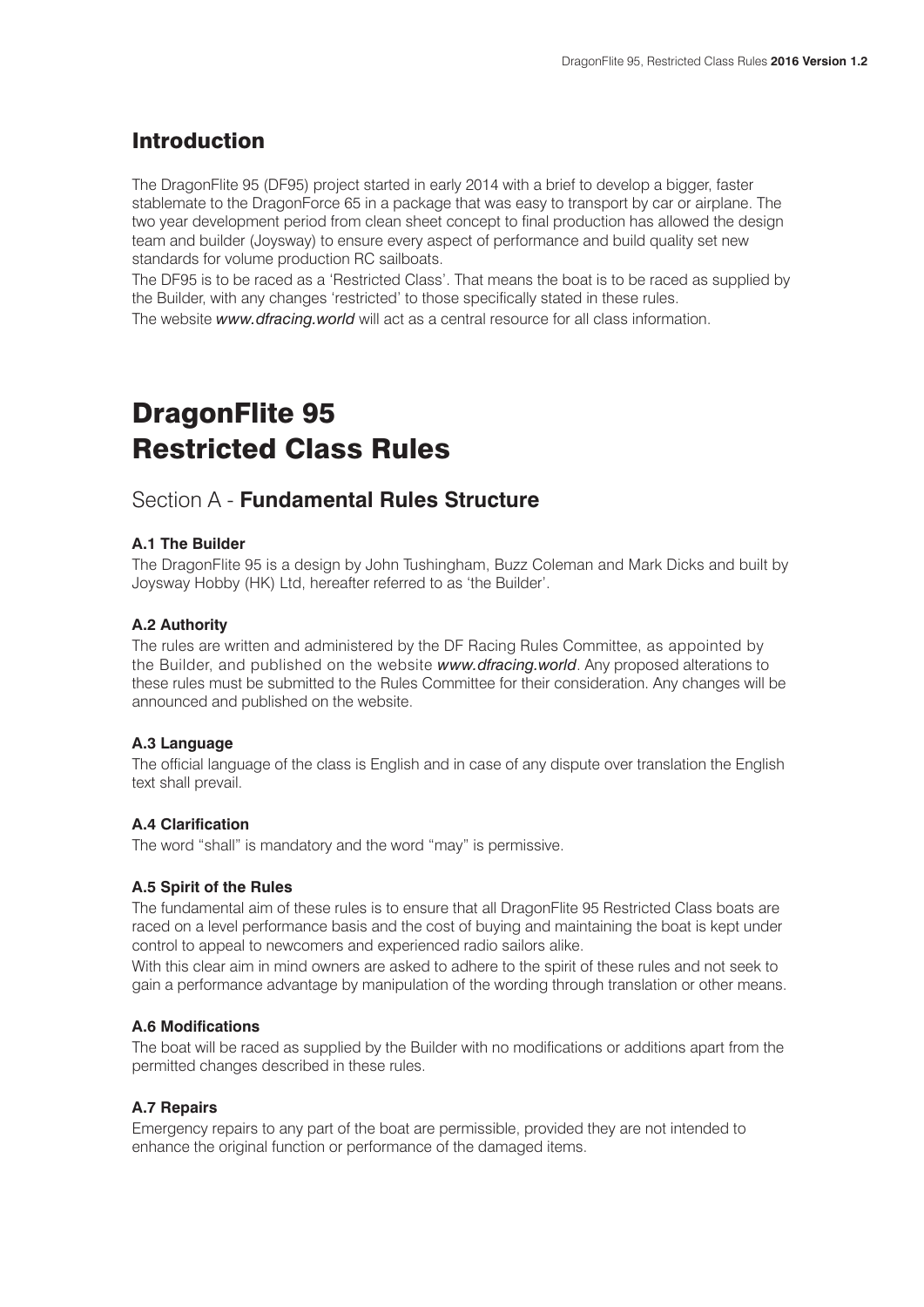## Introduction

The DragonFlite 95 (DF95) project started in early 2014 with a brief to develop a bigger, faster stablemate to the DragonForce 65 in a package that was easy to transport by car or airplane. The two year development period from clean sheet concept to final production has allowed the design team and builder (Joysway) to ensure every aspect of performance and build quality set new standards for volume production RC sailboats.

The DF95 is to be raced as a 'Restricted Class'. That means the boat is to be raced as supplied by the Builder, with any changes 'restricted' to those specifically stated in these rules.

The website *www.dfracing.world* will act as a central resource for all class information.

# DragonFlite 95 Restricted Class Rules

## Section A - **Fundamental Rules Structure**

### A.1 The Builder

The DragonFlite 95 is a design by John Tushingham, Buzz Coleman and Mark Dicks and built by Joysway Hobby (HK) Ltd, hereafter referred to as 'the Builder'.

### A.2 Authority

The rules are written and administered by the DF Racing Rules Committee, as appointed by the Builder, and published on the website *www.dfracing.world*. Any proposed alterations to these rules must be submitted to the Rules Committee for their consideration. Any changes will be announced and published on the website.

### A.3 Language

The official language of the class is English and in case of any dispute over translation the English text shall prevail.

### A.4 Clarification

The word "shall" is mandatory and the word "may" is permissive.

### A.5 Spirit of the Rules

The fundamental aim of these rules is to ensure that all DragonFlite 95 Restricted Class boats are raced on a level performance basis and the cost of buying and maintaining the boat is kept under control to appeal to newcomers and experienced radio sailors alike.

With this clear aim in mind owners are asked to adhere to the spirit of these rules and not seek to gain a performance advantage by manipulation of the wording through translation or other means.

### A.6 Modifications

The boat will be raced as supplied by the Builder with no modifications or additions apart from the permitted changes described in these rules.

### A.7 Repairs

Emergency repairs to any part of the boat are permissible, provided they are not intended to enhance the original function or performance of the damaged items.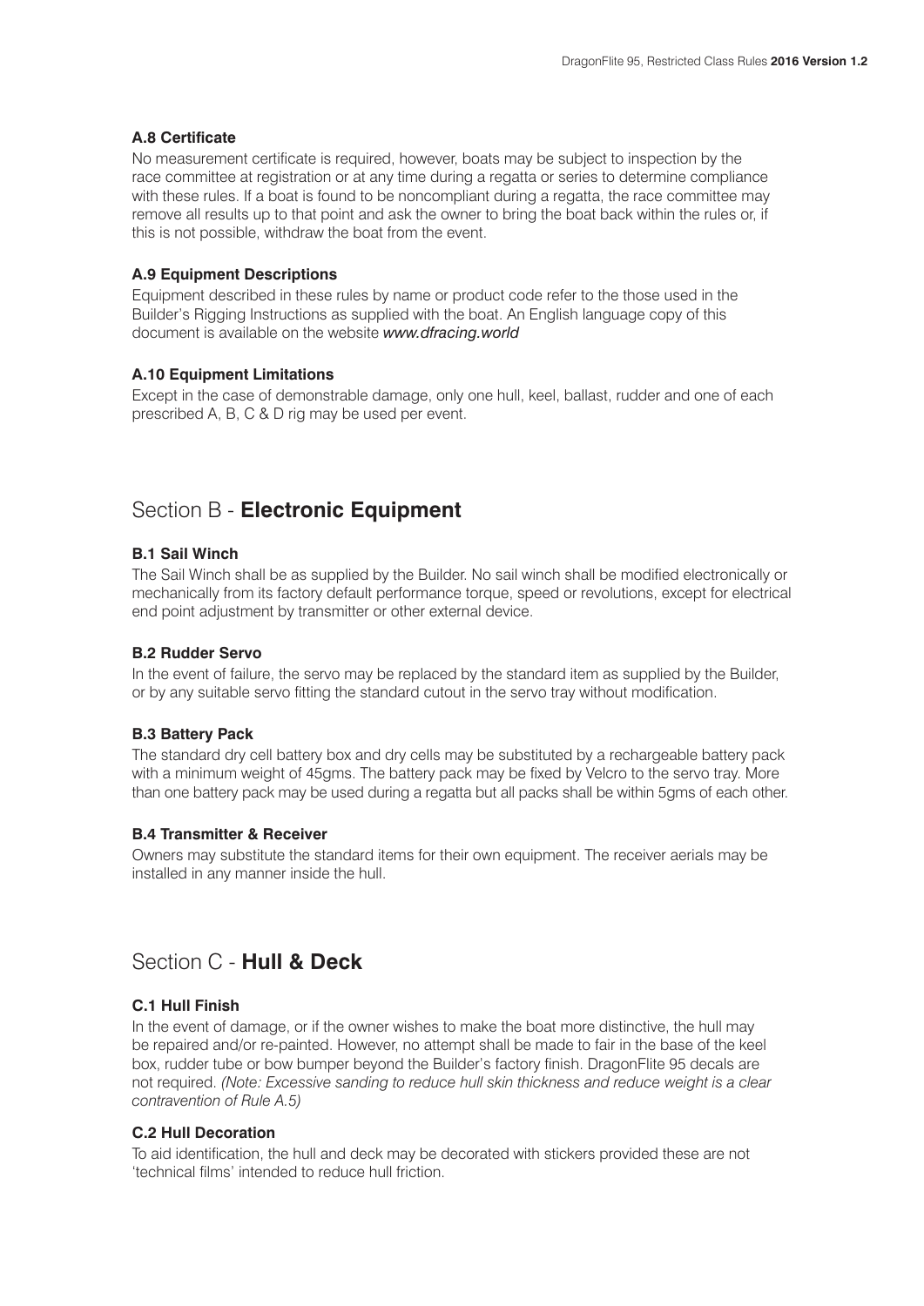### A.8 Certificate

No measurement certificate is required, however, boats may be subject to inspection by the race committee at registration or at any time during a regatta or series to determine compliance with these rules. If a boat is found to be noncompliant during a regatta, the race committee may remove all results up to that point and ask the owner to bring the boat back within the rules or, if this is not possible, withdraw the boat from the event.

### A.9 Equipment Descriptions

Equipment described in these rules by name or product code refer to the those used in the Builder's Rigging Instructions as supplied with the boat. An English language copy of this document is available on the website *www.dfracing.world*

### A.10 Equipment Limitations

Except in the case of demonstrable damage, only one hull, keel, ballast, rudder and one of each prescribed A, B, C & D rig may be used per event.

## Section B - **Electronic Equipment**

### B.1 Sail Winch

The Sail Winch shall be as supplied by the Builder. No sail winch shall be modified electronically or mechanically from its factory default performance torque, speed or revolutions, except for electrical end point adjustment by transmitter or other external device.

### B.2 Rudder Servo

In the event of failure, the servo may be replaced by the standard item as supplied by the Builder, or by any suitable servo fitting the standard cutout in the servo tray without modification.

### B.3 Battery Pack

The standard dry cell battery box and dry cells may be substituted by a rechargeable battery pack with a minimum weight of 45gms. The battery pack may be fixed by Velcro to the servo tray. More than one battery pack may be used during a regatta but all packs shall be within 5gms of each other.

### B.4 Transmitter & Receiver

Owners may substitute the standard items for their own equipment. The receiver aerials may be installed in any manner inside the hull.

## Section C - **Hull & Deck**

### C.1 Hull Finish

In the event of damage, or if the owner wishes to make the boat more distinctive, the hull may be repaired and/or re-painted. However, no attempt shall be made to fair in the base of the keel box, rudder tube or bow bumper beyond the Builder's factory finish. DragonFlite 95 decals are not required. *(Note: Excessive sanding to reduce hull skin thickness and reduce weight is a clear contravention of Rule A.5)*

### C.2 Hull Decoration

To aid identification, the hull and deck may be decorated with stickers provided these are not 'technical films' intended to reduce hull friction.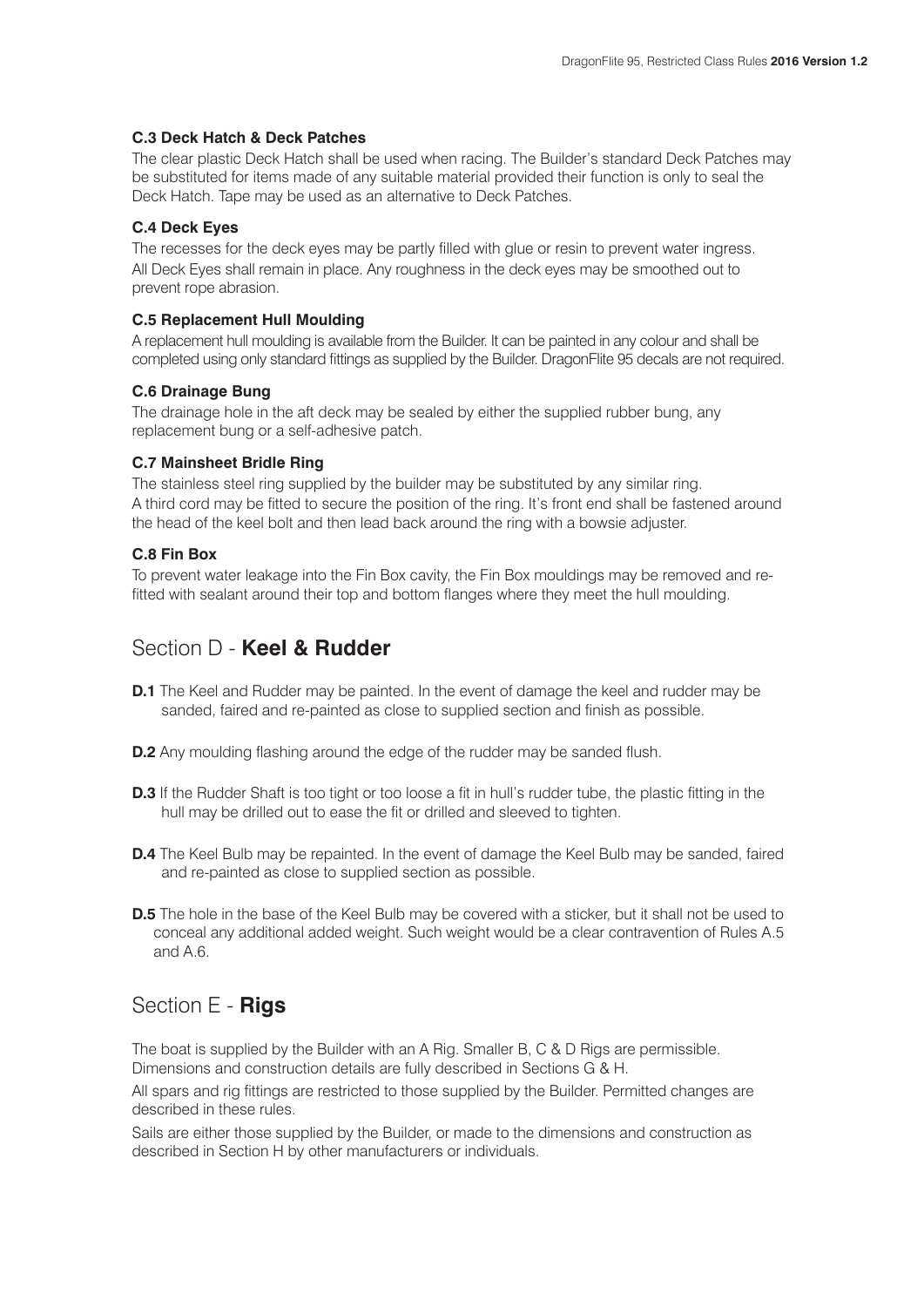### C.3 Deck Hatch & Deck Patches

The clear plastic Deck Hatch shall be used when racing. The Builder's standard Deck Patches may be substituted for items made of any suitable material provided their function is only to seal the Deck Hatch. Tape may be used as an alternative to Deck Patches.

### C.4 Deck Eyes

The recesses for the deck eyes may be partly filled with glue or resin to prevent water ingress. All Deck Eyes shall remain in place. Any roughness in the deck eyes may be smoothed out to prevent rope abrasion.

### C.5 Replacement Hull Moulding

A replacement hull moulding is available from the Builder. It can be painted in any colour and shall be completed using only standard fittings as supplied by the Builder. DragonFlite 95 decals are not required.

### C.6 Drainage Bung

The drainage hole in the aft deck may be sealed by either the supplied rubber bung, any replacement bung or a self-adhesive patch.

### C.7 Mainsheet Bridle Ring

The stainless steel ring supplied by the builder may be substituted by any similar ring. A third cord may be fitted to secure the position of the ring. It's front end shall be fastened around the head of the keel bolt and then lead back around the ring with a bowsie adjuster.

### C.8 Fin Box

To prevent water leakage into the Fin Box cavity, the Fin Box mouldings may be removed and re-fitted with sealant around their top and bottom flanges where they meet the hull moulding.

## Section D - **Keel & Rudder**

**D.1** The Keel and Rudder may be painted. In the event of damage the keel and rudder may be sanded, faired and re-painted as close to supplied section and finish as possible.

**D.2** Any moulding flashing around the edge of the rudder may be sanded flush.

**D.3** If the Rudder Shaft is too tight or too loose a fit in hull's rudder tube, the plastic fitting in the hull may be drilled out to ease the fit or drilled and sleeved to tighten.

**D.4** The Keel Bulb may be repainted. In the event of damage the Keel Bulb may be sanded, faired and re-painted as close to supplied section as possible.

**D.5** The hole in the base of the Keel Bulb may be covered with a sticker, but it shall not be used to conceal any additional added weight. Such weight would be a clear contravention of Rules A.5 and A.6.

## Section E - **Rigs**

The boat is supplied by the Builder with an A Rig. Smaller B, C & D Rigs are permissible. Dimensions and construction details are fully described in Sections G & H.

All spars and rig fittings are restricted to those supplied by the Builder. Permitted changes are described in these rules.

Sails are either those supplied by the Builder, or made to the dimensions and construction as described in Section H by other manufacturers or individuals.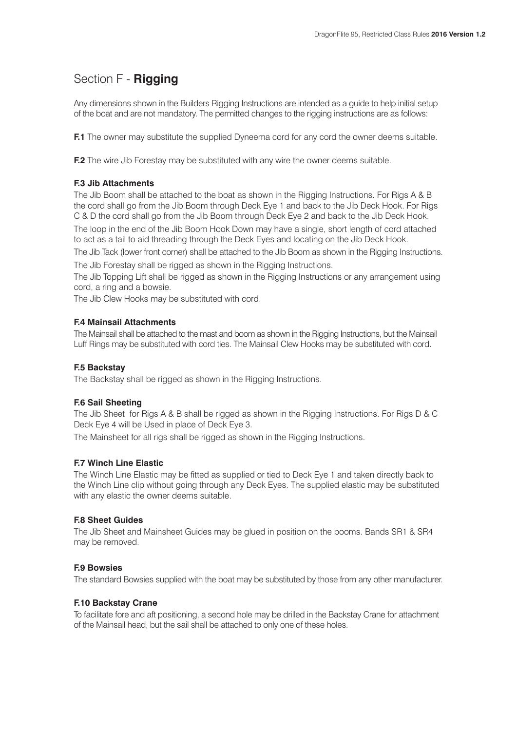# Section F - **Rigging**

Any dimensions shown in the Builders Rigging Instructions are intended as a guide to help initial setup of the boat and are not mandatory. The permitted changes to the rigging instructions are as follows:

**F.1** The owner may substitute the supplied Dyneema cord for any cord the owner deems suitable.

**F.2** The wire Jib Forestay may be substituted with any wire the owner deems suitable.

### F.3 Jib Attachments

The Jib Boom shall be attached to the boat as shown in the Rigging Instructions. For Rigs A & B the cord shall go from the Jib Boom through Deck Eye 1 and back to the Jib Deck Hook. For Rigs C & D the cord shall go from the Jib Boom through Deck Eye 2 and back to the Jib Deck Hook.

The loop in the end of the Jib Boom Hook Down may have a single, short length of cord attached to act as a tail to aid threading through the Deck Eyes and locating on the Jib Deck Hook.

The Jib Tack (lower front corner) shall be attached to the Jib Boom as shown in the Rigging Instructions.

The Jib Forestay shall be rigged as shown in the Rigging Instructions.

The Jib Topping Lift shall be rigged as shown in the Rigging Instructions or any arrangement using cord, a ring and a bowsie.

The Jib Clew Hooks may be substituted with cord.

### F.4 Mainsail Attachments

The Mainsail shall be attached to the mast and boom as shown in the Rigging Instructions, but the Mainsail Luff Rings may be substituted with cord ties. The Mainsail Clew Hooks may be substituted with cord.

### F.5 Backstay

The Backstay shall be rigged as shown in the Rigging Instructions.

### F.6 Sail Sheeting

The Jib Sheet for Rigs A & B shall be rigged as shown in the Rigging Instructions. For Rigs D & C Deck Eye 4 will be Used in place of Deck Eye 3.

The Mainsheet for all rigs shall be rigged as shown in the Rigging Instructions.

### F.7 Winch Line Elastic

The Winch Line Elastic may be fitted as supplied or tied to Deck Eye 1 and taken directly back to the Winch Line clip without going through any Deck Eyes. The supplied elastic may be substituted with any elastic the owner deems suitable.

### F.8 Sheet Guides

The Jib Sheet and Mainsheet Guides may be glued in position on the booms. Bands SR1 & SR4 may be removed.

### F.9 Bowsies

The standard Bowsies supplied with the boat may be substituted by those from any other manufacturer.

### F.10 Backstay Crane

To facilitate fore and aft positioning, a second hole may be drilled in the Backstay Crane for attachment of the Mainsail head, but the sail shall be attached to only one of these holes.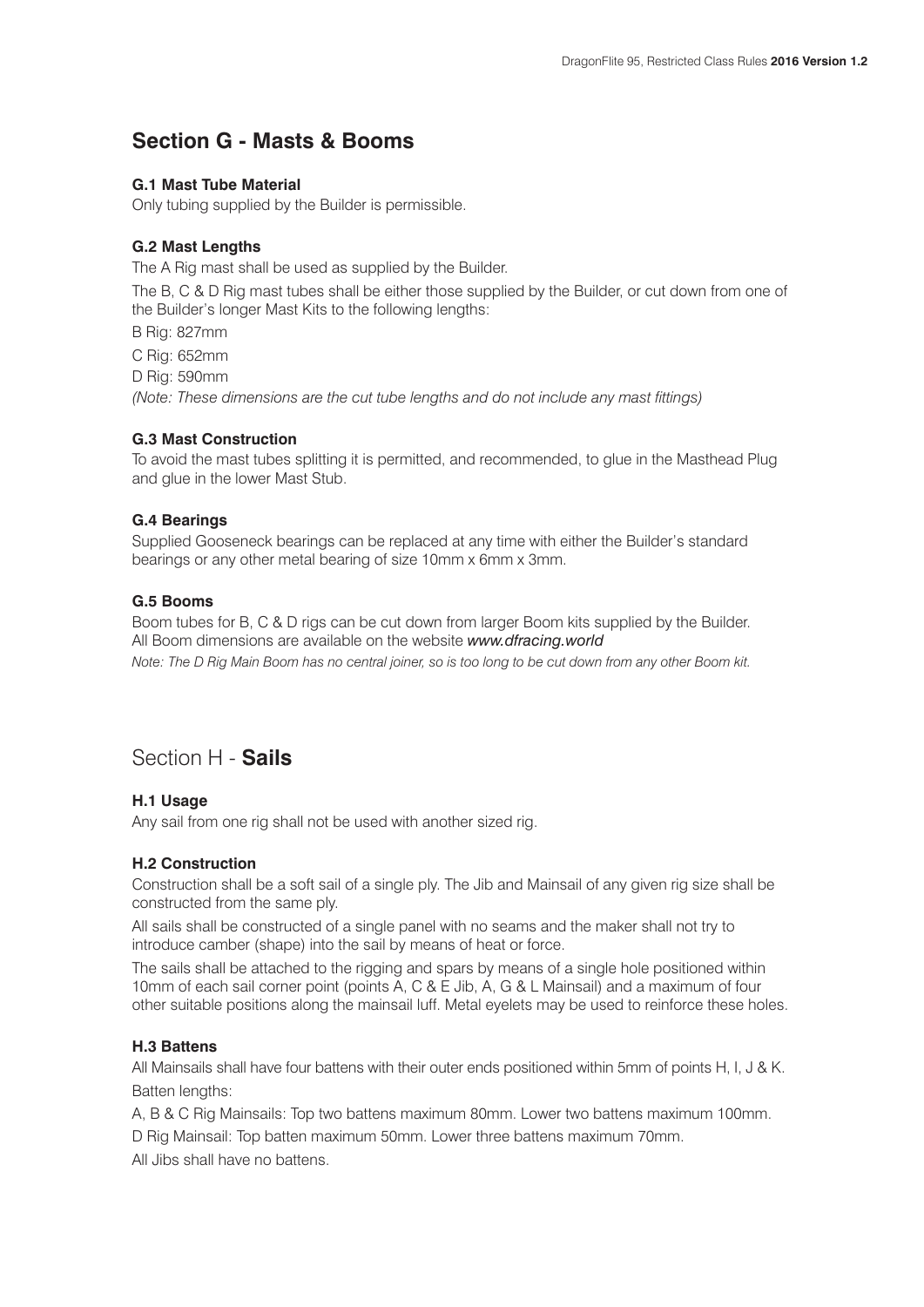## Section G - Masts & Booms

### G.1 Mast Tube Material

Only tubing supplied by the Builder is permissible.

### G.2 Mast Lengths

The A Rig mast shall be used as supplied by the Builder.

The B, C & D Rig mast tubes shall be either those supplied by the Builder, or cut down from one of the Builder's longer Mast Kits to the following lengths:

B Rig: 827mm

C Rig: 652mm

D Rig: 590mm

*(Note: These dimensions are the cut tube lengths and do not include any mast fittings)*

### G.3 Mast Construction

To avoid the mast tubes splitting it is permitted, and recommended, to glue in the Masthead Plug and glue in the lower Mast Stub.

### G.4 Bearings

Supplied Gooseneck bearings can be replaced at any time with either the Builder's standard bearings or any other metal bearing of size 10mm x 6mm x 3mm.

### G.5 Booms

Boom tubes for B, C & D rigs can be cut down from larger Boom kits supplied by the Builder. All Boom dimensions are available on the website *www.dfracing.world*

*Note: The D Rig Main Boom has no central joiner, so is too long to be cut down from any other Boom kit.*

## Section H - **Sails**

### H.1 Usage

Any sail from one rig shall not be used with another sized rig.

### H.2 Construction

Construction shall be a soft sail of a single ply. The Jib and Mainsail of any given rig size shall be constructed from the same ply.

All sails shall be constructed of a single panel with no seams and the maker shall not try to introduce camber (shape) into the sail by means of heat or force.

The sails shall be attached to the rigging and spars by means of a single hole positioned within 10mm of each sail corner point (points A, C & E Jib, A, G & L Mainsail) and a maximum of four other suitable positions along the mainsail luff. Metal eyelets may be used to reinforce these holes.

### H.3 Battens

All Mainsails shall have four battens with their outer ends positioned within 5mm of points H, I, J & K.

Batten lengths:

A, B & C Rig Mainsails: Top two battens maximum 80mm. Lower two battens maximum 100mm.

D Rig Mainsail: Top batten maximum 50mm. Lower three battens maximum 70mm.

All Jibs shall have no battens.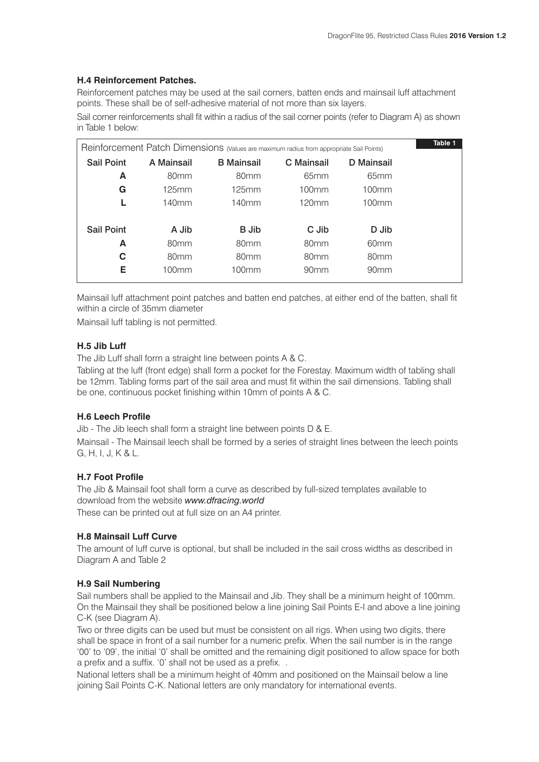### H.4 Reinforcement Patches.

Reinforcement patches may be used at the sail corners, batten ends and mainsail luff attachment points. These shall be of self-adhesive material of not more than six layers.

Sail corner reinforcements shall fit within a radius of the sail corner points (refer to Diagram A) as shown in Table 1 below:

**Table 1**

Reinforcement Patch Dimensions (Values are maximum radius from appropriate Sail Points)

| Sail Point | A Mainsail | B Mainsail | C Mainsail | D Mainsail |
|---|---|---|---|---|
| **A** | 80mm | 80mm | 65mm | 65mm |
| **G** | 125mm | 125mm | 100mm | 100mm |
| **L** | 140mm | 140mm | 120mm | 100mm |
| **Sail Point** | **A Jib** | **B Jib** | **C Jib** | **D Jib** |
| **A** | 80mm | 80mm | 80mm | 60mm |
| **C** | 80mm | 80mm | 80mm | 80mm |
| **E** | 100mm | 100mm | 90mm | 90mm |

Mainsail luff attachment point patches and batten end patches, at either end of the batten, shall fit within a circle of 35mm diameter

Mainsail luff tabling is not permitted.

### H.5 Jib Luff

The Jib Luff shall form a straight line between points A & C.

Tabling at the luff (front edge) shall form a pocket for the Forestay. Maximum width of tabling shall be 12mm. Tabling forms part of the sail area and must fit within the sail dimensions. Tabling shall be one, continuous pocket finishing within 10mm of points A & C.

### H.6 Leech Profile

Jib - The Jib leech shall form a straight line between points D & E.

Mainsail - The Mainsail leech shall be formed by a series of straight lines between the leech points G, H, I, J, K & L.

### H.7 Foot Profile

The Jib & Mainsail foot shall form a curve as described by full-sized templates available to download from the website *www.dfracing.world*

These can be printed out at full size on an A4 printer.

### H.8 Mainsail Luff Curve

The amount of luff curve is optional, but shall be included in the sail cross widths as described in Diagram A and Table 2

### H.9 Sail Numbering

Sail numbers shall be applied to the Mainsail and Jib. They shall be a minimum height of 100mm. On the Mainsail they shall be positioned below a line joining Sail Points E-I and above a line joining C-K (see Diagram A).

Two or three digits can be used but must be consistent on all rigs. When using two digits, there shall be space in front of a sail number for a numeric prefix. When the sail number is in the range '00' to '09', the initial '0' shall be omitted and the remaining digit positioned to allow space for both a prefix and a suffix. '0' shall not be used as a prefix. .

National letters shall be a minimum height of 40mm and positioned on the Mainsail below a line joining Sail Points C-K. National letters are only mandatory for international events.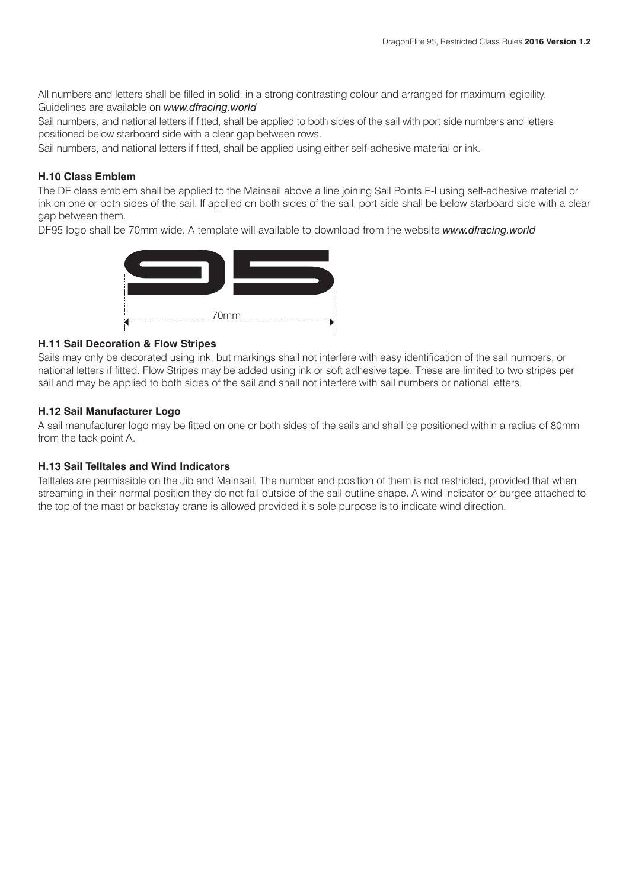All numbers and letters shall be filled in solid, in a strong contrasting colour and arranged for maximum legibility. Guidelines are available on *www.dfracing.world*

Sail numbers, and national letters if fitted, shall be applied to both sides of the sail with port side numbers and letters positioned below starboard side with a clear gap between rows.

Sail numbers, and national letters if fitted, shall be applied using either self-adhesive material or ink.

### H.10 Class Emblem

The DF class emblem shall be applied to the Mainsail above a line joining Sail Points E-I using self-adhesive material or ink on one or both sides of the sail. If applied on both sides of the sail, port side shall be below starboard side with a clear gap between them.

DF95 logo shall be 70mm wide. A template will available to download from the website *www.dfracing.world*

70mm

### H.11 Sail Decoration & Flow Stripes

Sails may only be decorated using ink, but markings shall not interfere with easy identification of the sail numbers, or national letters if fitted. Flow Stripes may be added using ink or soft adhesive tape. These are limited to two stripes per sail and may be applied to both sides of the sail and shall not interfere with sail numbers or national letters.

### H.12 Sail Manufacturer Logo

A sail manufacturer logo may be fitted on one or both sides of the sails and shall be positioned within a radius of 80mm from the tack point A.

### H.13 Sail Telltales and Wind Indicators

Telltales are permissible on the Jib and Mainsail. The number and position of them is not restricted, provided that when streaming in their normal position they do not fall outside of the sail outline shape. A wind indicator or burgee attached to the top of the mast or backstay crane is allowed provided it's sole purpose is to indicate wind direction.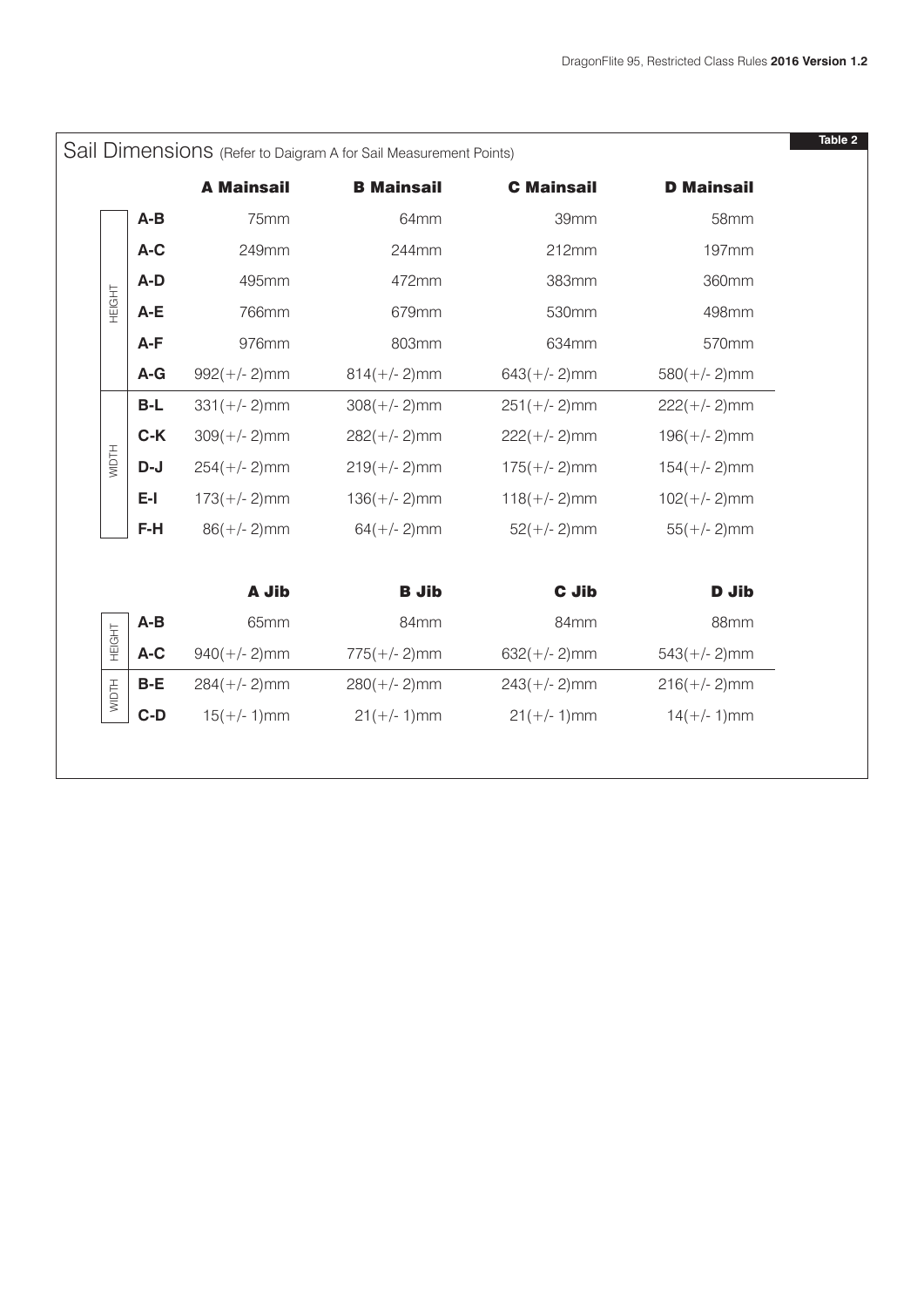**Table 2**

## Sail Dimensions (Refer to Daigram A for Sail Measurement Points)

| | | A Mainsail | B Mainsail | C Mainsail | D Mainsail |
|---|---|---|---|---|---|
| HEIGHT | A-B | 75mm | 64mm | 39mm | 58mm |
| | A-C | 249mm | 244mm | 212mm | 197mm |
| | A-D | 495mm | 472mm | 383mm | 360mm |
| | A-E | 766mm | 679mm | 530mm | 498mm |
| | A-F | 976mm | 803mm | 634mm | 570mm |
| | A-G | 992(+/- 2)mm | 814(+/- 2)mm | 643(+/- 2)mm | 580(+/- 2)mm |
| WIDTH | B-L | 331(+/- 2)mm | 308(+/- 2)mm | 251(+/- 2)mm | 222(+/- 2)mm |
| | C-K | 309(+/- 2)mm | 282(+/- 2)mm | 222(+/- 2)mm | 196(+/- 2)mm |
| | D-J | 254(+/- 2)mm | 219(+/- 2)mm | 175(+/- 2)mm | 154(+/- 2)mm |
| | E-I | 173(+/- 2)mm | 136(+/- 2)mm | 118(+/- 2)mm | 102(+/- 2)mm |
| | F-H | 86(+/- 2)mm | 64(+/- 2)mm | 52(+/- 2)mm | 55(+/- 2)mm |

| | | A Jib | B Jib | C Jib | D Jib |
|---|---|---|---|---|---|
| HEIGHT | A-B | 65mm | 84mm | 84mm | 88mm |
| | A-C | 940(+/- 2)mm | 775(+/- 2)mm | 632(+/- 2)mm | 543(+/- 2)mm |
| WIDTH | B-E | 284(+/- 2)mm | 280(+/- 2)mm | 243(+/- 2)mm | 216(+/- 2)mm |
| | C-D | 15(+/- 1)mm | 21(+/- 1)mm | 21(+/- 1)mm | 14(+/- 1)mm |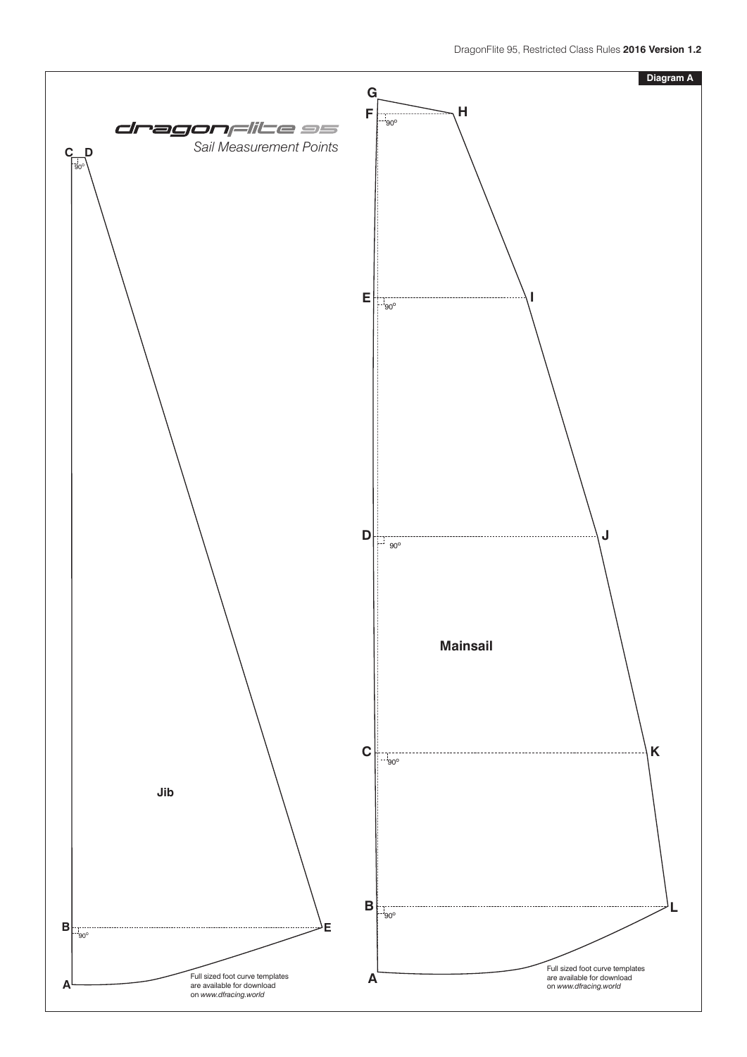**Diagram A**

*dragonflite 95*

*Sail Measurement Points*

C D

90°

Jib

B

90°

E

A

Full sized foot curve templates are available for download on *www.dfracing.world*

G

F

90°

H

E

90°

I

D

90°

J

Mainsail

C

90°

K

B

90°

L

A

Full sized foot curve templates are available for download on *www.dfracing.world*